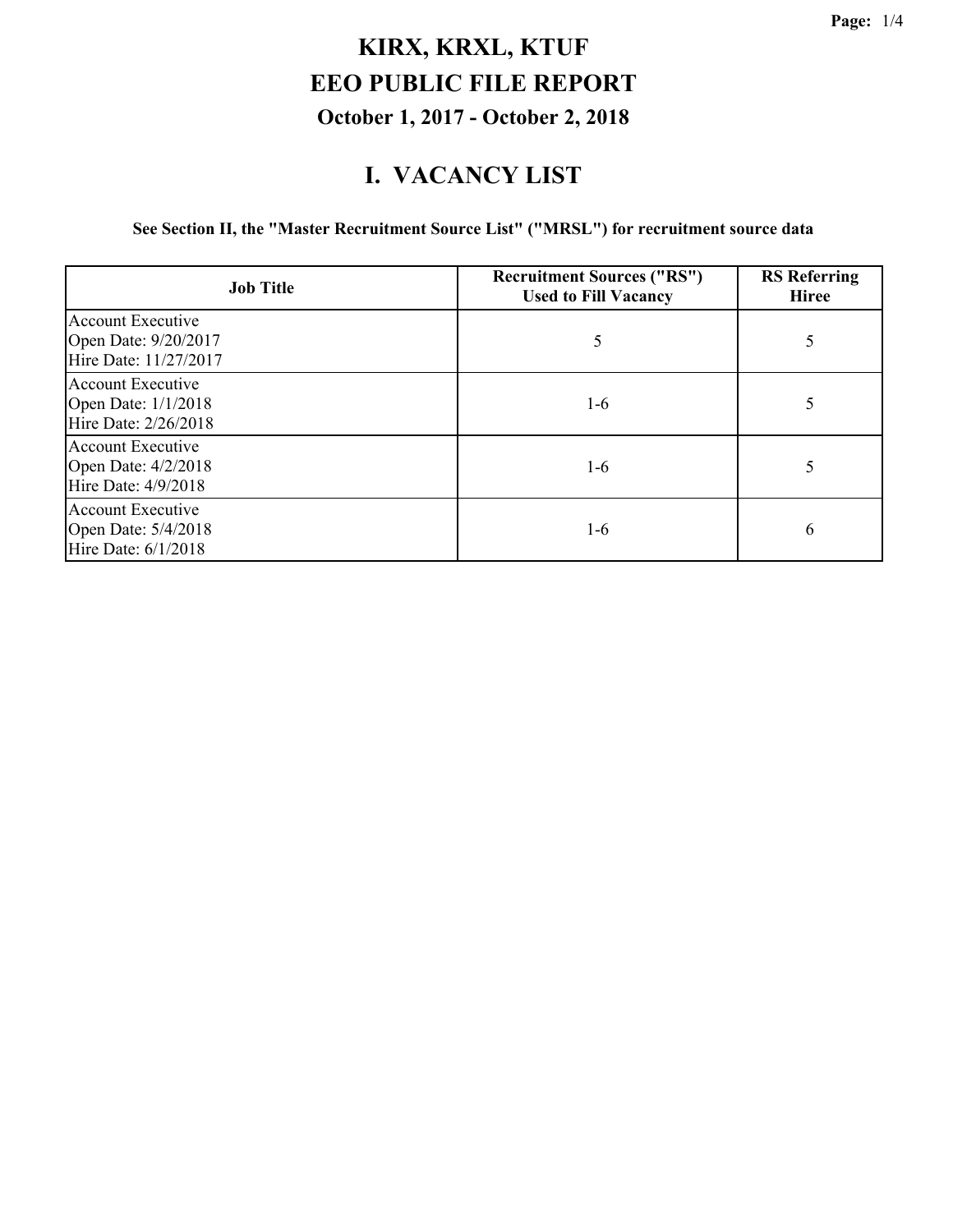# KIRX, KRXL, KTUF

# EEO PUBLIC FILE REPORT

### October 1, 2017 - October 2, 2018

## I. VACANCY LIST

**See Section II, the "Master Recruitment Source List" ("MRSL") for recruitment source data**

| Job Title | Recruitment Sources ("RS") Used to Fill Vacancy | RS Referring Hiree |
|---|---|---|
| Account Executive<br>Open Date: 9/20/2017<br>Hire Date: 11/27/2017 | 5 | 5 |
| Account Executive<br>Open Date: 1/1/2018<br>Hire Date: 2/26/2018 | 1-6 | 5 |
| Account Executive<br>Open Date: 4/2/2018<br>Hire Date: 4/9/2018 | 1-6 | 5 |
| Account Executive<br>Open Date: 5/4/2018<br>Hire Date: 6/1/2018 | 1-6 | 6 |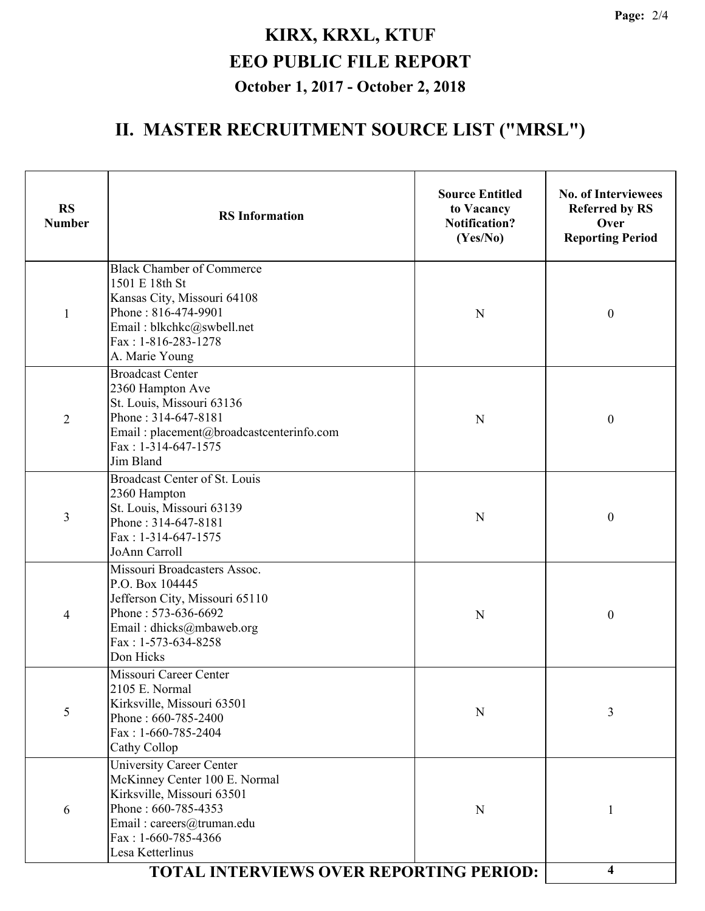# KIRX, KRXL, KTUF

# EEO PUBLIC FILE REPORT

### October 1, 2017 - October 2, 2018

## II. MASTER RECRUITMENT SOURCE LIST ("MRSL")

| RS Number | RS Information | Source Entitled to Vacancy Notification? (Yes/No) | No. of Interviewees Referred by RS Over Reporting Period |
|---|---|---|---|
| 1 | Black Chamber of Commerce<br>1501 E 18th St<br>Kansas City, Missouri 64108<br>Phone : 816-474-9901<br>Email : blkchkc@swbell.net<br>Fax : 1-816-283-1278<br>A. Marie Young | N | 0 |
| 2 | Broadcast Center<br>2360 Hampton Ave<br>St. Louis, Missouri 63136<br>Phone : 314-647-8181<br>Email : placement@broadcastcenterinfo.com<br>Fax : 1-314-647-1575<br>Jim Bland | N | 0 |
| 3 | Broadcast Center of St. Louis<br>2360 Hampton<br>St. Louis, Missouri 63139<br>Phone : 314-647-8181<br>Fax : 1-314-647-1575<br>JoAnn Carroll | N | 0 |
| 4 | Missouri Broadcasters Assoc.<br>P.O. Box 104445<br>Jefferson City, Missouri 65110<br>Phone : 573-636-6692<br>Email : dhicks@mbaweb.org<br>Fax : 1-573-634-8258<br>Don Hicks | N | 0 |
| 5 | Missouri Career Center<br>2105 E. Normal<br>Kirksville, Missouri 63501<br>Phone : 660-785-2400<br>Fax : 1-660-785-2404<br>Cathy Collop | N | 3 |
| 6 | University Career Center<br>McKinney Center 100 E. Normal<br>Kirksville, Missouri 63501<br>Phone : 660-785-4353<br>Email : careers@truman.edu<br>Fax : 1-660-785-4366<br>Lesa Ketterlinus | N | 1 |
| | **TOTAL INTERVIEWS OVER REPORTING PERIOD:** | | **4** |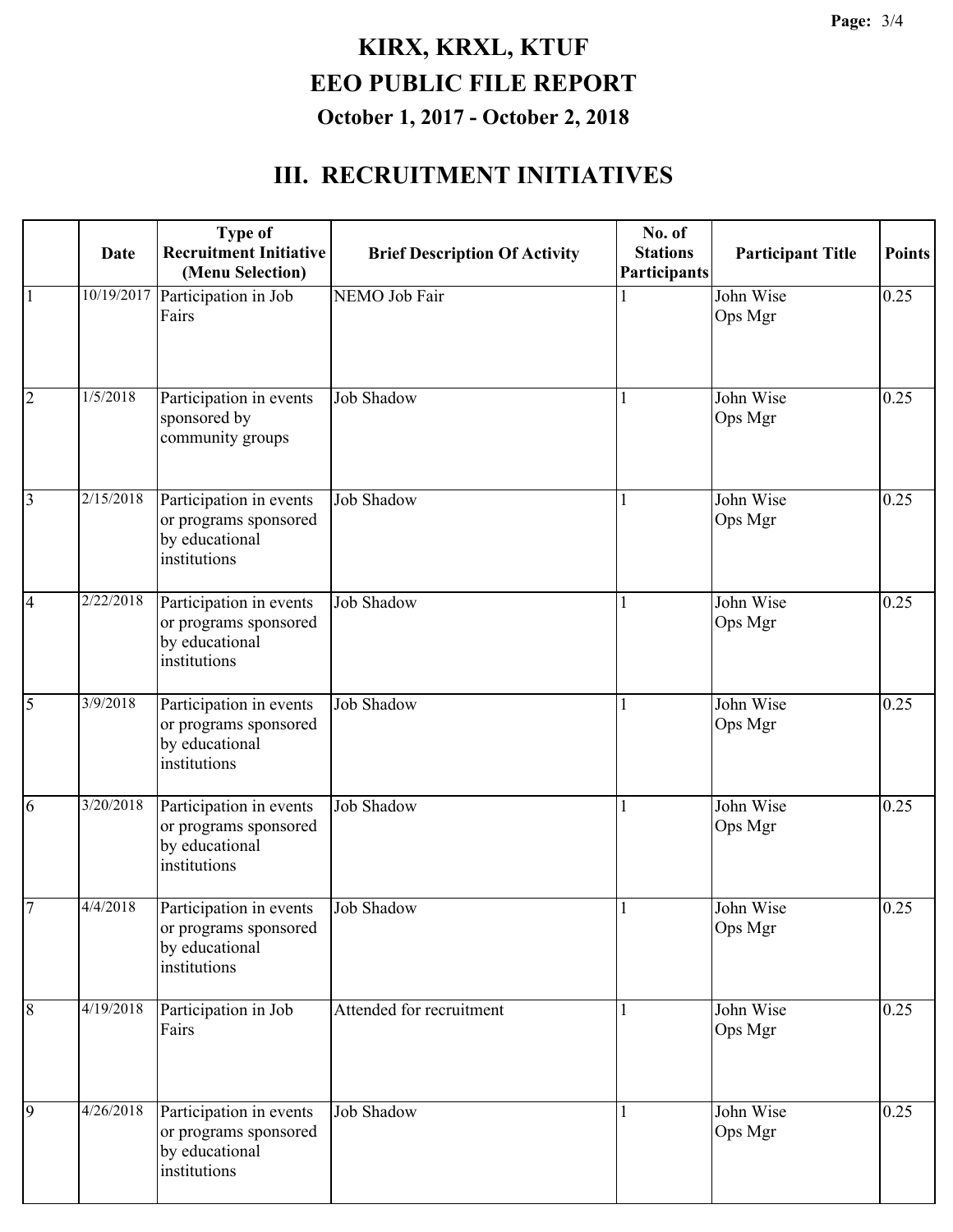# KIRX, KRXL, KTUF

## EEO PUBLIC FILE REPORT

### October 1, 2017 - October 2, 2018

## III. RECRUITMENT INITIATIVES

| | Date | Type of Recruitment Initiative (Menu Selection) | Brief Description Of Activity | No. of Stations Participants | Participant Title | Points |
|---|---|---|---|---|---|---|
| 1 | 10/19/2017 | Participation in Job Fairs | NEMO Job Fair | 1 | John Wise Ops Mgr | 0.25 |
| 2 | 1/5/2018 | Participation in events sponsored by community groups | Job Shadow | 1 | John Wise Ops Mgr | 0.25 |
| 3 | 2/15/2018 | Participation in events or programs sponsored by educational institutions | Job Shadow | 1 | John Wise Ops Mgr | 0.25 |
| 4 | 2/22/2018 | Participation in events or programs sponsored by educational institutions | Job Shadow | 1 | John Wise Ops Mgr | 0.25 |
| 5 | 3/9/2018 | Participation in events or programs sponsored by educational institutions | Job Shadow | 1 | John Wise Ops Mgr | 0.25 |
| 6 | 3/20/2018 | Participation in events or programs sponsored by educational institutions | Job Shadow | 1 | John Wise Ops Mgr | 0.25 |
| 7 | 4/4/2018 | Participation in events or programs sponsored by educational institutions | Job Shadow | 1 | John Wise Ops Mgr | 0.25 |
| 8 | 4/19/2018 | Participation in Job Fairs | Attended for recruitment | 1 | John Wise Ops Mgr | 0.25 |
| 9 | 4/26/2018 | Participation in events or programs sponsored by educational institutions | Job Shadow | 1 | John Wise Ops Mgr | 0.25 |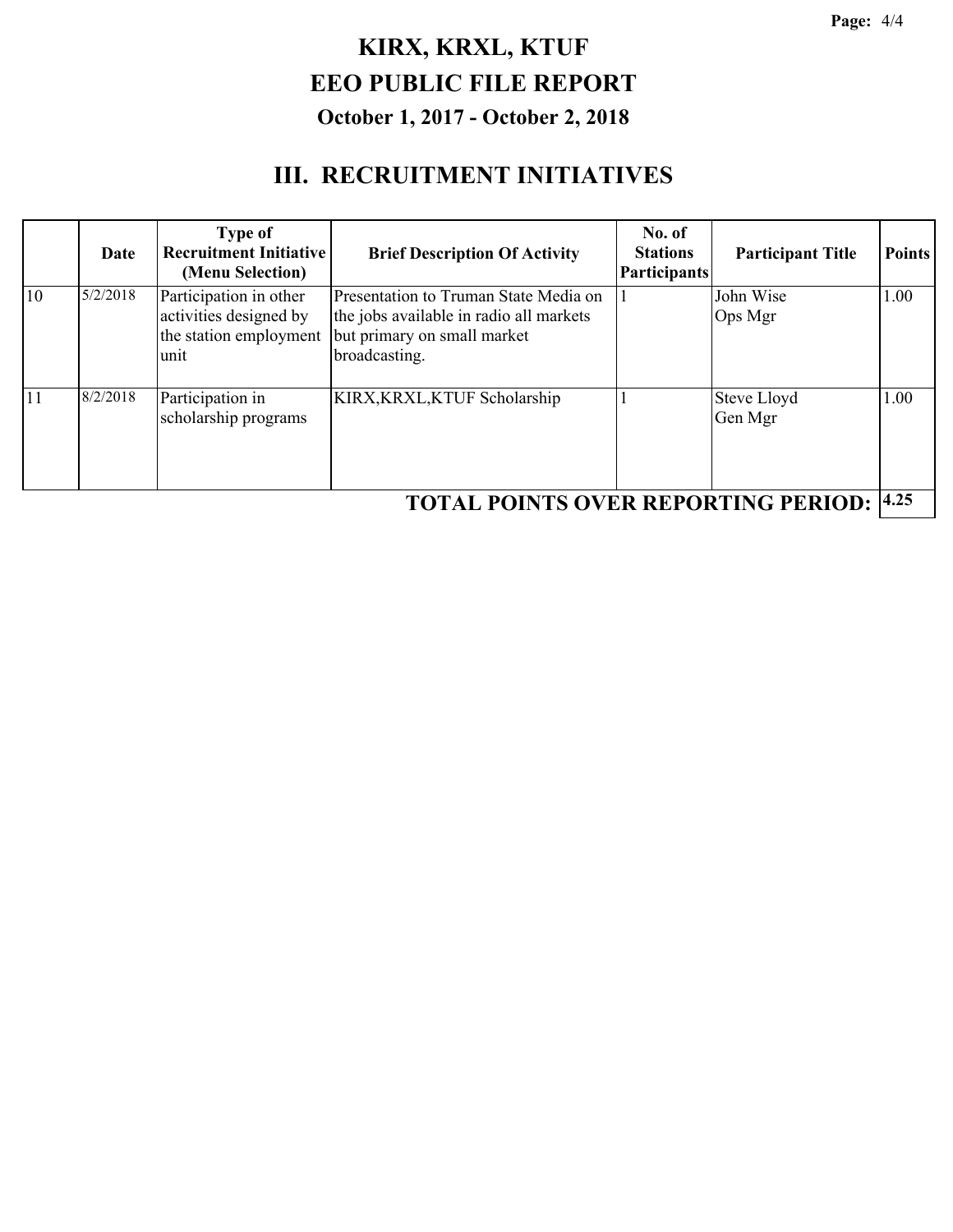# KIRX, KRXL, KTUF

# EEO PUBLIC FILE REPORT

### October 1, 2017 - October 2, 2018

## III. RECRUITMENT INITIATIVES

| | Date | Type of Recruitment Initiative (Menu Selection) | Brief Description Of Activity | No. of Stations Participants | Participant Title | Points |
|---|---|---|---|---|---|---|
| 10 | 5/2/2018 | Participation in other activities designed by the station employment unit | Presentation to Truman State Media on the jobs available in radio all markets but primary on small market broadcasting. | 1 | John Wise Ops Mgr | 1.00 |
| 11 | 8/2/2018 | Participation in scholarship programs | KIRX,KRXL,KTUF Scholarship | 1 | Steve Lloyd Gen Mgr | 1.00 |
| | | | | | **TOTAL POINTS OVER REPORTING PERIOD:** | **4.25** |